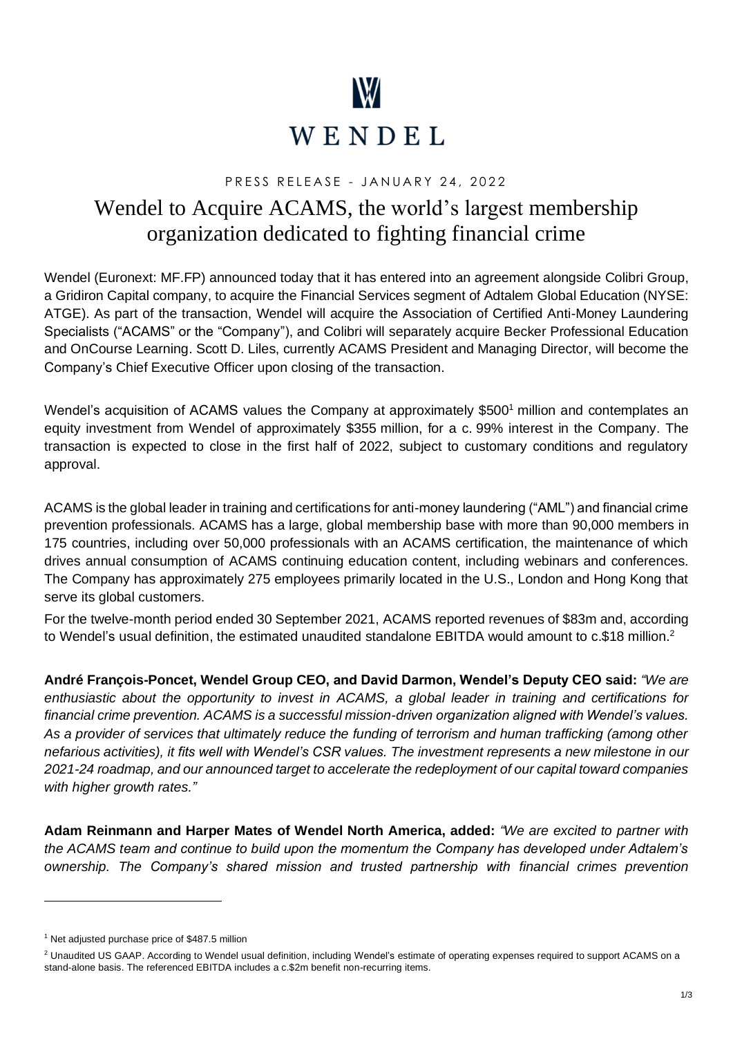WENDEL

PRESS RELEASE - JANUARY 24, 2022

# Wendel to Acquire ACAMS, the world's largest membership organization dedicated to fighting financial crime

Wendel (Euronext: MF.FP) announced today that it has entered into an agreement alongside Colibri Group, a Gridiron Capital company, to acquire the Financial Services segment of Adtalem Global Education (NYSE: ATGE). As part of the transaction, Wendel will acquire the Association of Certified Anti-Money Laundering Specialists ("ACAMS" or the "Company"), and Colibri will separately acquire Becker Professional Education and OnCourse Learning. Scott D. Liles, currently ACAMS President and Managing Director, will become the Company's Chief Executive Officer upon closing of the transaction.

Wendel's acquisition of ACAMS values the Company at approximately $500[1] million and contemplates an equity investment from Wendel of approximately $355 million, for a c. 99% interest in the Company. The transaction is expected to close in the first half of 2022, subject to customary conditions and regulatory approval.

ACAMS is the global leader in training and certifications for anti-money laundering ("AML") and financial crime prevention professionals. ACAMS has a large, global membership base with more than 90,000 members in 175 countries, including over 50,000 professionals with an ACAMS certification, the maintenance of which drives annual consumption of ACAMS continuing education content, including webinars and conferences. The Company has approximately 275 employees primarily located in the U.S., London and Hong Kong that serve its global customers.

For the twelve-month period ended 30 September 2021, ACAMS reported revenues of $83m and, according to Wendel's usual definition, the estimated unaudited standalone EBITDA would amount to c.$18 million.[2]

**André François-Poncet, Wendel Group CEO, and David Darmon, Wendel's Deputy CEO said:** *"We are enthusiastic about the opportunity to invest in ACAMS, a global leader in training and certifications for financial crime prevention. ACAMS is a successful mission-driven organization aligned with Wendel's values. As a provider of services that ultimately reduce the funding of terrorism and human trafficking (among other nefarious activities), it fits well with Wendel's CSR values. The investment represents a new milestone in our 2021-24 roadmap, and our announced target to accelerate the redeployment of our capital toward companies with higher growth rates."*

**Adam Reinmann and Harper Mates of Wendel North America, added:** *"We are excited to partner with the ACAMS team and continue to build upon the momentum the Company has developed under Adtalem's ownership. The Company's shared mission and trusted partnership with financial crimes prevention*

---

[1] Net adjusted purchase price of $487.5 million

[2] Unaudited US GAAP. According to Wendel usual definition, including Wendel's estimate of operating expenses required to support ACAMS on a stand-alone basis. The referenced EBITDA includes a c.$2m benefit non-recurring items.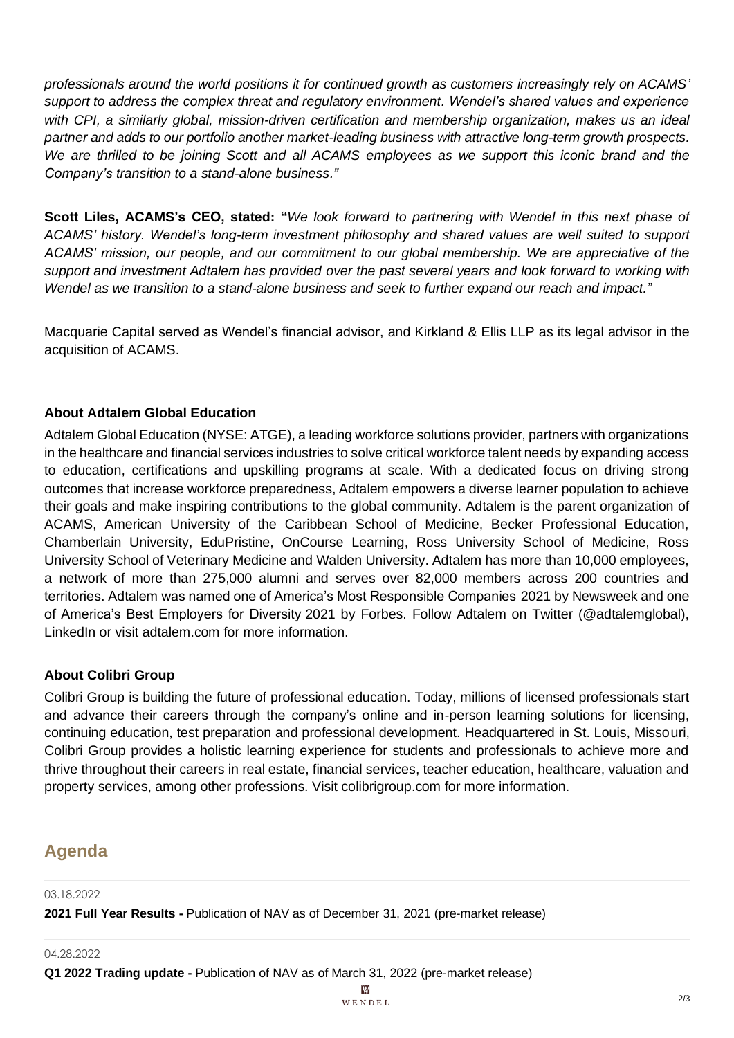*professionals around the world positions it for continued growth as customers increasingly rely on ACAMS' support to address the complex threat and regulatory environment. Wendel's shared values and experience with CPI, a similarly global, mission-driven certification and membership organization, makes us an ideal partner and adds to our portfolio another market-leading business with attractive long-term growth prospects. We are thrilled to be joining Scott and all ACAMS employees as we support this iconic brand and the Company's transition to a stand-alone business."*

**Scott Liles, ACAMS's CEO, stated: "***We look forward to partnering with Wendel in this next phase of ACAMS' history. Wendel's long-term investment philosophy and shared values are well suited to support ACAMS' mission, our people, and our commitment to our global membership. We are appreciative of the support and investment Adtalem has provided over the past several years and look forward to working with Wendel as we transition to a stand-alone business and seek to further expand our reach and impact."*

Macquarie Capital served as Wendel's financial advisor, and Kirkland & Ellis LLP as its legal advisor in the acquisition of ACAMS.

### About Adtalem Global Education

Adtalem Global Education (NYSE: ATGE), a leading workforce solutions provider, partners with organizations in the healthcare and financial services industries to solve critical workforce talent needs by expanding access to education, certifications and upskilling programs at scale. With a dedicated focus on driving strong outcomes that increase workforce preparedness, Adtalem empowers a diverse learner population to achieve their goals and make inspiring contributions to the global community. Adtalem is the parent organization of ACAMS, American University of the Caribbean School of Medicine, Becker Professional Education, Chamberlain University, EduPristine, OnCourse Learning, Ross University School of Medicine, Ross University School of Veterinary Medicine and Walden University. Adtalem has more than 10,000 employees, a network of more than 275,000 alumni and serves over 82,000 members across 200 countries and territories. Adtalem was named one of America's Most Responsible Companies 2021 by Newsweek and one of America's Best Employers for Diversity 2021 by Forbes. Follow Adtalem on Twitter (@adtalemglobal), LinkedIn or visit adtalem.com for more information.

### About Colibri Group

Colibri Group is building the future of professional education. Today, millions of licensed professionals start and advance their careers through the company's online and in-person learning solutions for licensing, continuing education, test preparation and professional development. Headquartered in St. Louis, Missouri, Colibri Group provides a holistic learning experience for students and professionals to achieve more and thrive throughout their careers in real estate, financial services, teacher education, healthcare, valuation and property services, among other professions. Visit colibrigroup.com for more information.

## Agenda

03.18.2022

**2021 Full Year Results -** Publication of NAV as of December 31, 2021 (pre-market release)

04.28.2022

**Q1 2022 Trading update -** Publication of NAV as of March 31, 2022 (pre-market release)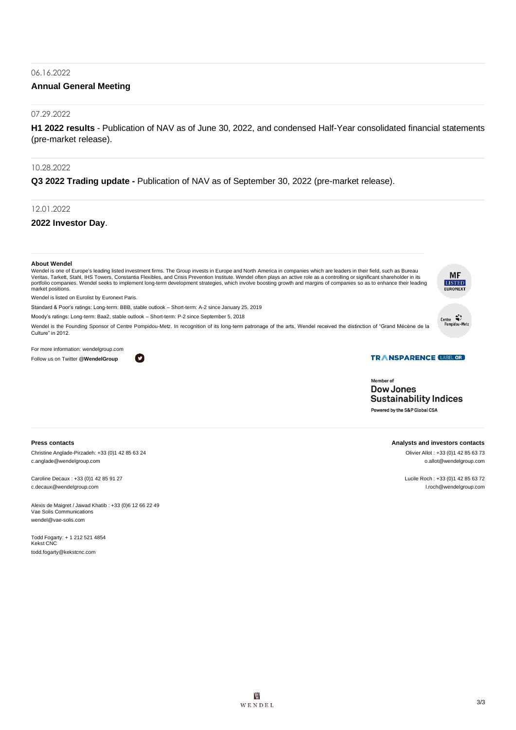06.16.2022

**Annual General Meeting**

07.29.2022

**H1 2022 results** - Publication of NAV as of June 30, 2022, and condensed Half-Year consolidated financial statements (pre-market release).

10.28.2022

**Q3 2022 Trading update -** Publication of NAV as of September 30, 2022 (pre-market release).

12.01.2022

**2022 Investor Day**.

**About Wendel**

Wendel is one of Europe's leading listed investment firms. The Group invests in Europe and North America in companies which are leaders in their field, such as Bureau Veritas, Tarkett, Stahl, IHS Towers, Constantia Flexibles, and Crisis Prevention Institute. Wendel often plays an active role as a controlling or significant shareholder in its portfolio companies. Wendel seeks to implement long-term development strategies, which involve boosting growth and margins of companies so as to enhance their leading market positions.

Wendel is listed on Eurolist by Euronext Paris.

Standard & Poor's ratings: Long-term: BBB, stable outlook – Short-term: A-2 since January 25, 2019

Moody's ratings: Long-term: Baa2, stable outlook – Short-term: P-2 since September 5, 2018

Wendel is the Founding Sponsor of Centre Pompidou-Metz. In recognition of its long-term patronage of the arts, Wendel received the distinction of "Grand Mécène de la Culture" in 2012.

For more information: wendelgroup.com

Follow us on Twitter **@WendelGroup**

**Press contacts**

Christine Anglade-Pirzadeh: +33 (0)1 42 85 63 24
c.anglade@wendelgroup.com

Caroline Decaux : +33 (0)1 42 85 91 27
c.decaux@wendelgroup.com

Alexis de Maigret / Jawad Khatib : +33 (0)6 12 66 22 49
Vae Solis Communications
wendel@vae-solis.com

Todd Fogarty: + 1 212 521 4854
Kekst CNC
todd.fogarty@kekstcnc.com

**Analysts and investors contacts**

Olivier Allot : +33 (0)1 42 85 63 73
o.allot@wendelgroup.com

Lucile Roch : +33 (0)1 42 85 63 72
l.roch@wendelgroup.com